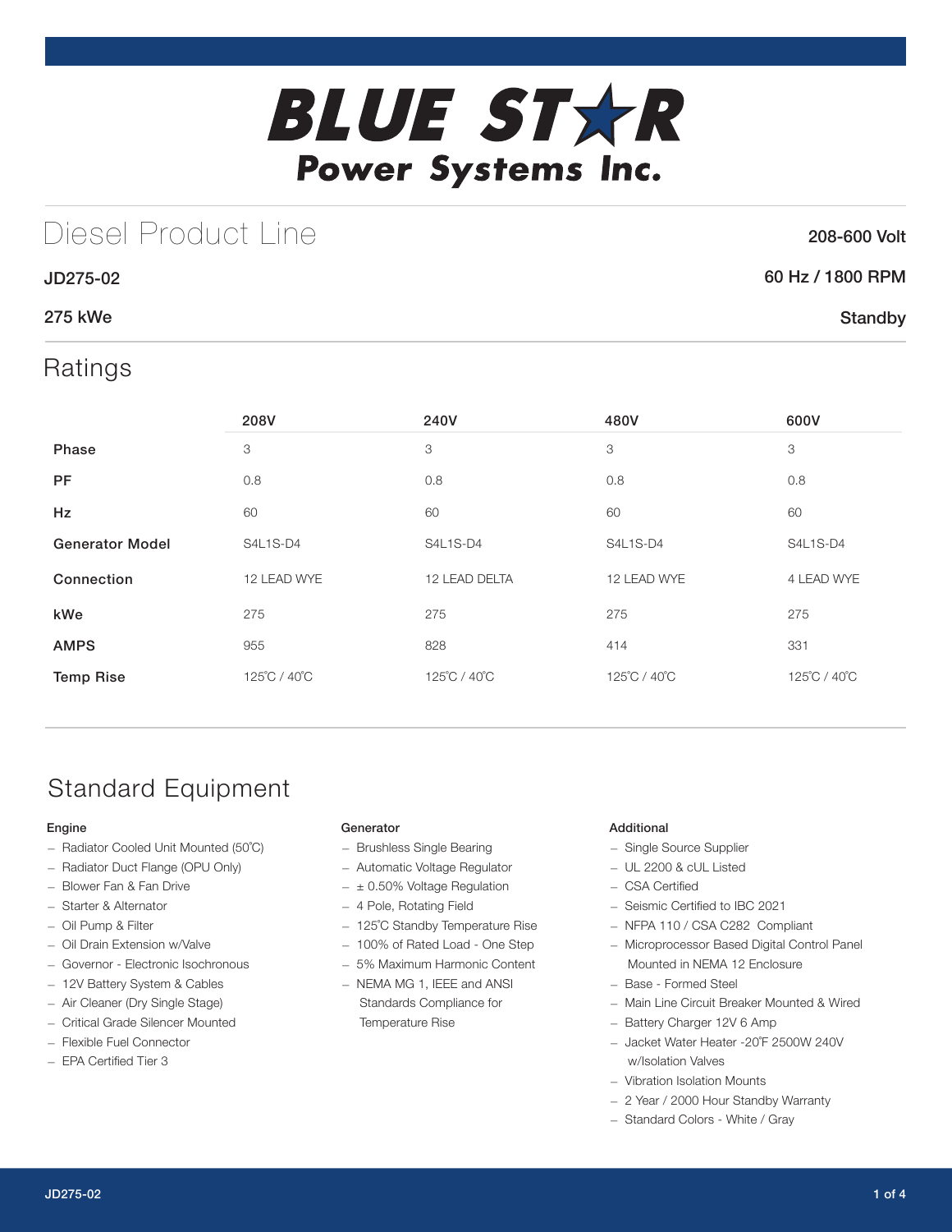# BLUE STAR Power Systems Inc.

## Diesel Product Line

**208-600 Volt**

**JD275-02**

**60 Hz / 1800 RPM**

**275 kWe**

**Standby**

## Ratings

| | 208V | 240V | 480V | 600V |
|---|---|---|---|---|
| **Phase** | 3 | 3 | 3 | 3 |
| **PF** | 0.8 | 0.8 | 0.8 | 0.8 |
| **Hz** | 60 | 60 | 60 | 60 |
| **Generator Model** | S4L1S-D4 | S4L1S-D4 | S4L1S-D4 | S4L1S-D4 |
| **Connection** | 12 LEAD WYE | 12 LEAD DELTA | 12 LEAD WYE | 4 LEAD WYE |
| **kWe** | 275 | 275 | 275 | 275 |
| **AMPS** | 955 | 828 | 414 | 331 |
| **Temp Rise** | 125˚C / 40˚C | 125˚C / 40˚C | 125˚C / 40˚C | 125˚C / 40˚C |

## Standard Equipment

### Engine

- Radiator Cooled Unit Mounted (50˚C)
- Radiator Duct Flange (OPU Only)
- Blower Fan & Fan Drive
- Starter & Alternator
- Oil Pump & Filter
- Oil Drain Extension w/Valve
- Governor - Electronic Isochronous
- 12V Battery System & Cables
- Air Cleaner (Dry Single Stage)
- Critical Grade Silencer Mounted
- Flexible Fuel Connector
- EPA Certified Tier 3

### Generator

- Brushless Single Bearing
- Automatic Voltage Regulator
- ± 0.50% Voltage Regulation
- 4 Pole, Rotating Field
- 125˚C Standby Temperature Rise
- 100% of Rated Load - One Step
- 5% Maximum Harmonic Content
- NEMA MG 1, IEEE and ANSI Standards Compliance for Temperature Rise

### Additional

- Single Source Supplier
- UL 2200 & cUL Listed
- CSA Certified
- Seismic Certified to IBC 2021
- NFPA 110 / CSA C282 Compliant
- Microprocessor Based Digital Control Panel Mounted in NEMA 12 Enclosure
- Base - Formed Steel
- Main Line Circuit Breaker Mounted & Wired
- Battery Charger 12V 6 Amp
- Jacket Water Heater -20˚F 2500W 240V w/Isolation Valves
- Vibration Isolation Mounts
- 2 Year / 2000 Hour Standby Warranty
- Standard Colors - White / Gray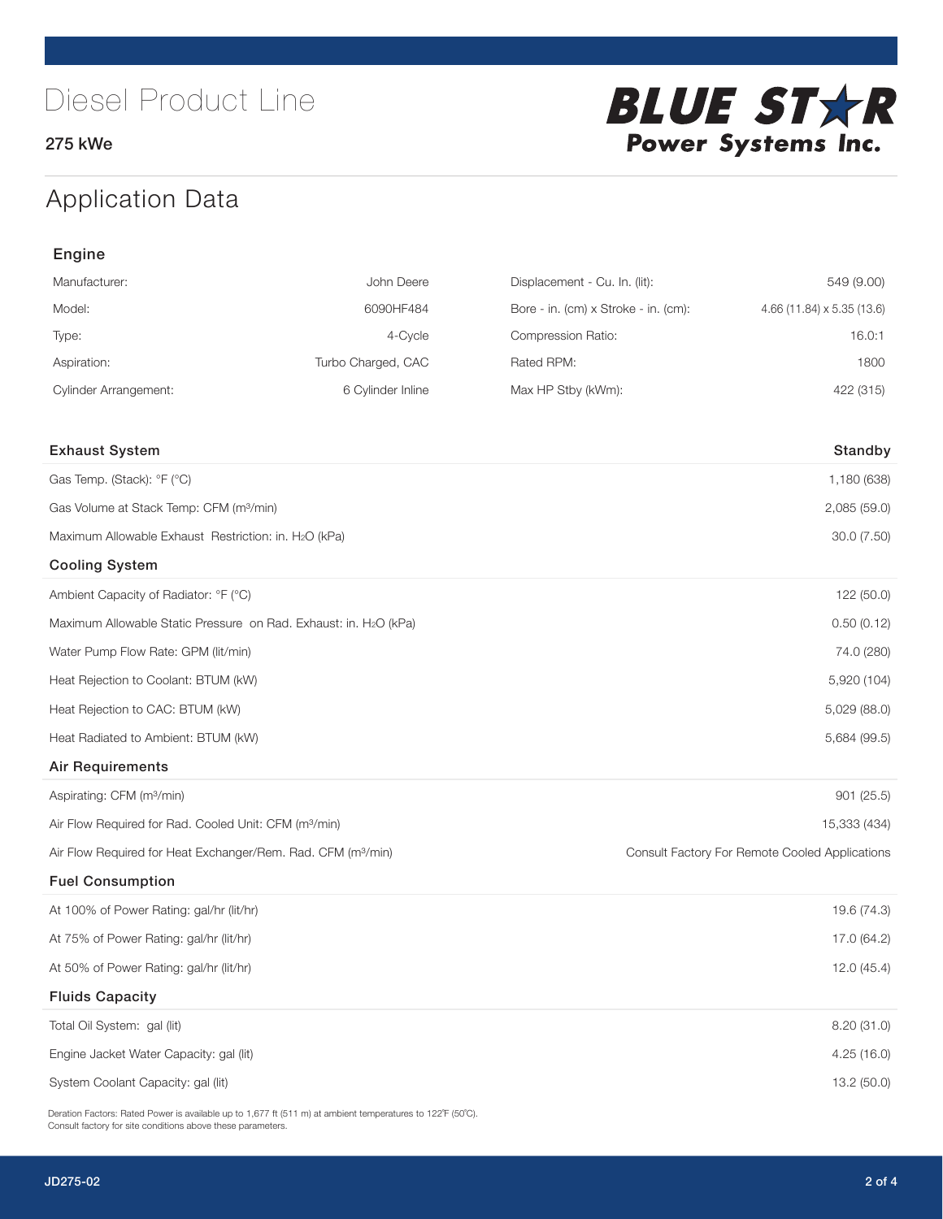# Diesel Product Line

275 kWe

**BLUE STAR Power Systems Inc.**

## Application Data

### Engine

| | | | |
|---|---|---|---|
| Manufacturer: | John Deere | Displacement - Cu. In. (lit): | 549 (9.00) |
| Model: | 6090HF484 | Bore - in. (cm) x Stroke - in. (cm): | 4.66 (11.84) x 5.35 (13.6) |
| Type: | 4-Cycle | Compression Ratio: | 16.0:1 |
| Aspiration: | Turbo Charged, CAC | Rated RPM: | 1800 |
| Cylinder Arrangement: | 6 Cylinder Inline | Max HP Stby (kWm): | 422 (315) |

| Exhaust System | Standby |
|---|---|
| Gas Temp. (Stack): °F (°C) | 1,180 (638) |
| Gas Volume at Stack Temp: CFM (m³/min) | 2,085 (59.0) |
| Maximum Allowable Exhaust Restriction: in. $H_2O$ (kPa) | 30.0 (7.50) |
| **Cooling System** | |
| Ambient Capacity of Radiator: °F (°C) | 122 (50.0) |
| Maximum Allowable Static Pressure on Rad. Exhaust: in. $H_2O$ (kPa) | 0.50 (0.12) |
| Water Pump Flow Rate: GPM (lit/min) | 74.0 (280) |
| Heat Rejection to Coolant: BTUM (kW) | 5,920 (104) |
| Heat Rejection to CAC: BTUM (kW) | 5,029 (88.0) |
| Heat Radiated to Ambient: BTUM (kW) | 5,684 (99.5) |
| **Air Requirements** | |
| Aspirating: CFM (m³/min) | 901 (25.5) |
| Air Flow Required for Rad. Cooled Unit: CFM (m³/min) | 15,333 (434) |
| Air Flow Required for Heat Exchanger/Rem. Rad. CFM (m³/min) | Consult Factory For Remote Cooled Applications |
| **Fuel Consumption** | |
| At 100% of Power Rating: gal/hr (lit/hr) | 19.6 (74.3) |
| At 75% of Power Rating: gal/hr (lit/hr) | 17.0 (64.2) |
| At 50% of Power Rating: gal/hr (lit/hr) | 12.0 (45.4) |
| **Fluids Capacity** | |
| Total Oil System: gal (lit) | 8.20 (31.0) |
| Engine Jacket Water Capacity: gal (lit) | 4.25 (16.0) |
| System Coolant Capacity: gal (lit) | 13.2 (50.0) |

Deration Factors: Rated Power is available up to 1,677 ft (511 m) at ambient temperatures to 122̊F (50̊C).
Consult factory for site conditions above these parameters.

JD275-02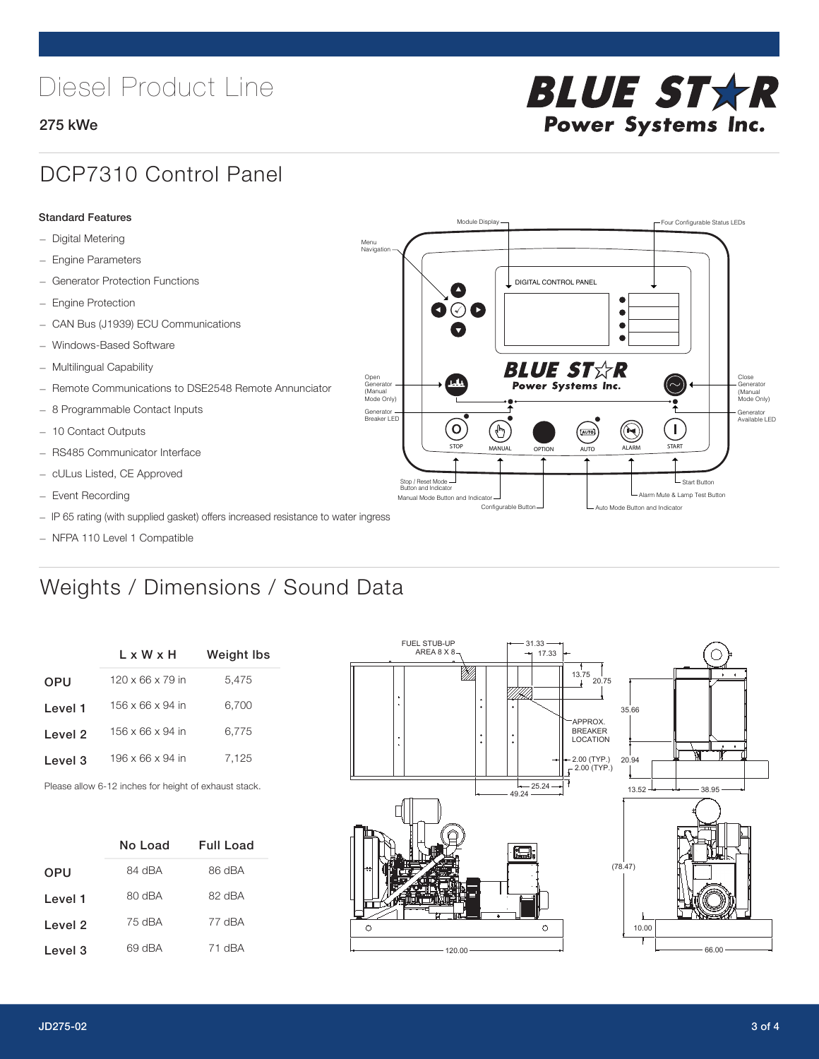# Diesel Product Line

**275 kWe**

## DCP7310 Control Panel

**Standard Features**

- Digital Metering
- Engine Parameters
- Generator Protection Functions
- Engine Protection
- CAN Bus (J1939) ECU Communications
- Windows-Based Software
- Multilingual Capability
- Remote Communications to DSE2548 Remote Annunciator
- 8 Programmable Contact Inputs
- 10 Contact Outputs
- RS485 Communicator Interface
- cULus Listed, CE Approved
- Event Recording
- IP 65 rating (with supplied gasket) offers increased resistance to water ingress
- NFPA 110 Level 1 Compatible

## Weights / Dimensions / Sound Data

| | L x W x H | Weight lbs |
|---|---|---|
| OPU | 120 x 66 x 79 in | 5,475 |
| Level 1 | 156 x 66 x 94 in | 6,700 |
| Level 2 | 156 x 66 x 94 in | 6,775 |
| Level 3 | 196 x 66 x 94 in | 7,125 |

Please allow 6-12 inches for height of exhaust stack.

| | No Load | Full Load |
|---|---|---|
| OPU | 84 dBA | 86 dBA |
| Level 1 | 80 dBA | 82 dBA |
| Level 2 | 75 dBA | 77 dBA |
| Level 3 | 69 dBA | 71 dBA |

JD275-02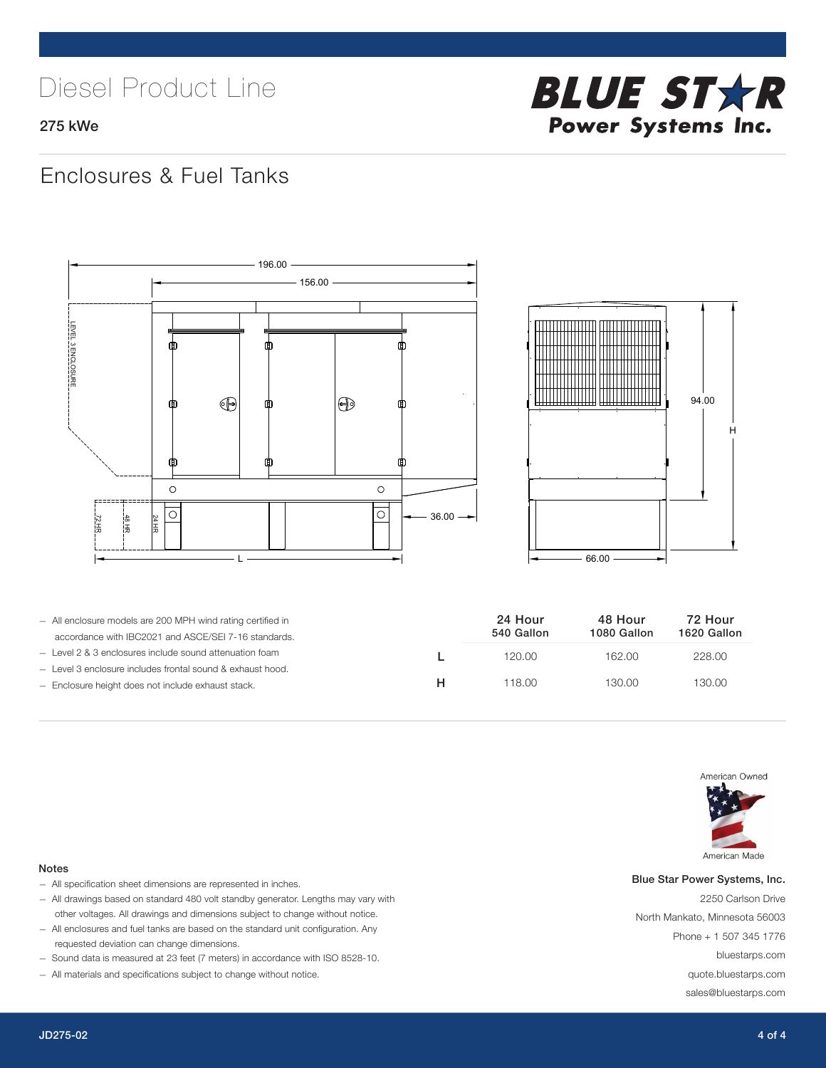# Diesel Product Line

275 kWe

**BLUE STAR**
**Power Systems Inc.**

## Enclosures & Fuel Tanks

196.00
156.00
LEVEL 3 ENCLOSURE
94.00
H
36.00
72 HR
48 HR
24 HR
L
66.00

- All enclosure models are 200 MPH wind rating certified in accordance with IBC2021 and ASCE/SEI 7-16 standards.
- Level 2 & 3 enclosures include sound attenuation foam
- Level 3 enclosure includes frontal sound & exhaust hood.
- Enclosure height does not include exhaust stack.

| | 24 Hour 540 Gallon | 48 Hour 1080 Gallon | 72 Hour 1620 Gallon |
|---|---|---|---|
| L | 120.00 | 162.00 | 228.00 |
| H | 118.00 | 130.00 | 130.00 |

American Owned
American Made

### Notes

- All specification sheet dimensions are represented in inches.
- All drawings based on standard 480 volt standby generator. Lengths may vary with other voltages. All drawings and dimensions subject to change without notice.
- All enclosures and fuel tanks are based on the standard unit configuration. Any requested deviation can change dimensions.
- Sound data is measured at 23 feet (7 meters) in accordance with ISO 8528-10.
- All materials and specifications subject to change without notice.

**Blue Star Power Systems, Inc.**
2250 Carlson Drive
North Mankato, Minnesota 56003
Phone + 1 507 345 1776
bluestarps.com
quote.bluestarps.com
sales@bluestarps.com

JD275-02